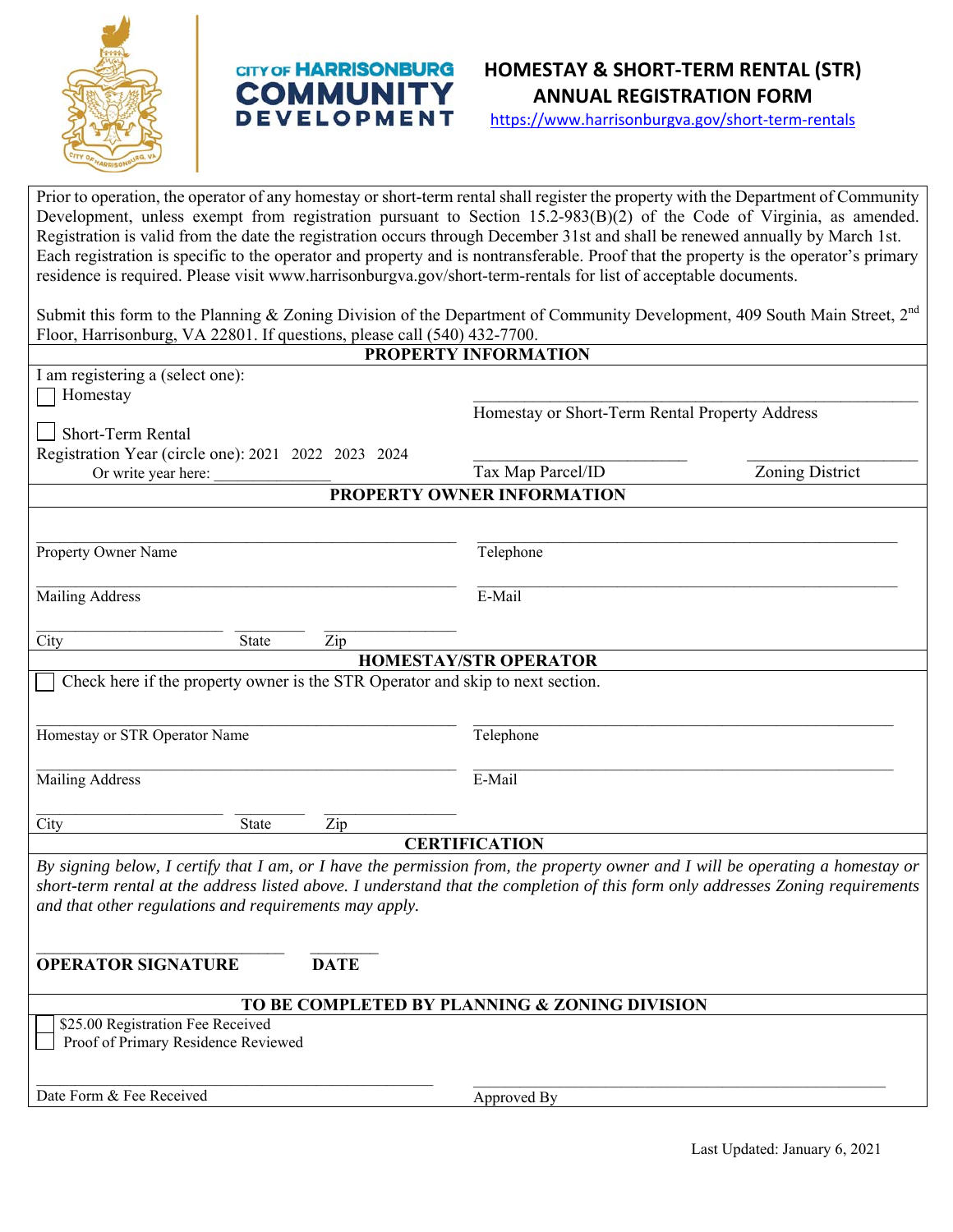CITY OF HARRISONBURG COMMUNITY DEVELOPMENT

# HOMESTAY & SHORT-TERM RENTAL (STR) ANNUAL REGISTRATION FORM

https://www.harrisonburgva.gov/short-term-rentals

Prior to operation, the operator of any homestay or short-term rental shall register the property with the Department of Community Development, unless exempt from registration pursuant to Section 15.2-983(B)(2) of the Code of Virginia, as amended. Registration is valid from the date the registration occurs through December 31st and shall be renewed annually by March 1st. Each registration is specific to the operator and property and is nontransferable. Proof that the property is the operator's primary residence is required. Please visit www.harrisonburgva.gov/short-term-rentals for list of acceptable documents.

Submit this form to the Planning & Zoning Division of the Department of Community Development, 409 South Main Street, 2nd Floor, Harrisonburg, VA 22801. If questions, please call (540) 432-7700.

## PROPERTY INFORMATION

I am registering a (select one):

☐ Homestay

☐ Short-Term Rental

Registration Year (circle one): 2021 2022 2023 2024

Or write year here: ______________

______________________________ Homestay or Short-Term Rental Property Address

______________ Tax Map Parcel/ID

______________ Zoning District

## PROPERTY OWNER INFORMATION

______________________________ Property Owner Name

______________________________ Telephone

______________________________ Mailing Address

______________________________ E-Mail

______________ City ________ State ________ Zip

## HOMESTAY/STR OPERATOR

☐ Check here if the property owner is the STR Operator and skip to next section.

______________________________ Homestay or STR Operator Name

______________________________ Telephone

______________________________ Mailing Address

______________________________ E-Mail

______________ City ________ State ________ Zip

## CERTIFICATION

*By signing below, I certify that I am, or I have the permission from, the property owner and I will be operating a homestay or short-term rental at the address listed above. I understand that the completion of this form only addresses Zoning requirements and that other regulations and requirements may apply.*

______________________________ **OPERATOR SIGNATURE**

________ **DATE**

## TO BE COMPLETED BY PLANNING & ZONING DIVISION

☐ $25.00 Registration Fee Received

☐ Proof of Primary Residence Reviewed

______________________________ Date Form & Fee Received

______________________________ Approved By

Last Updated: January 6, 2021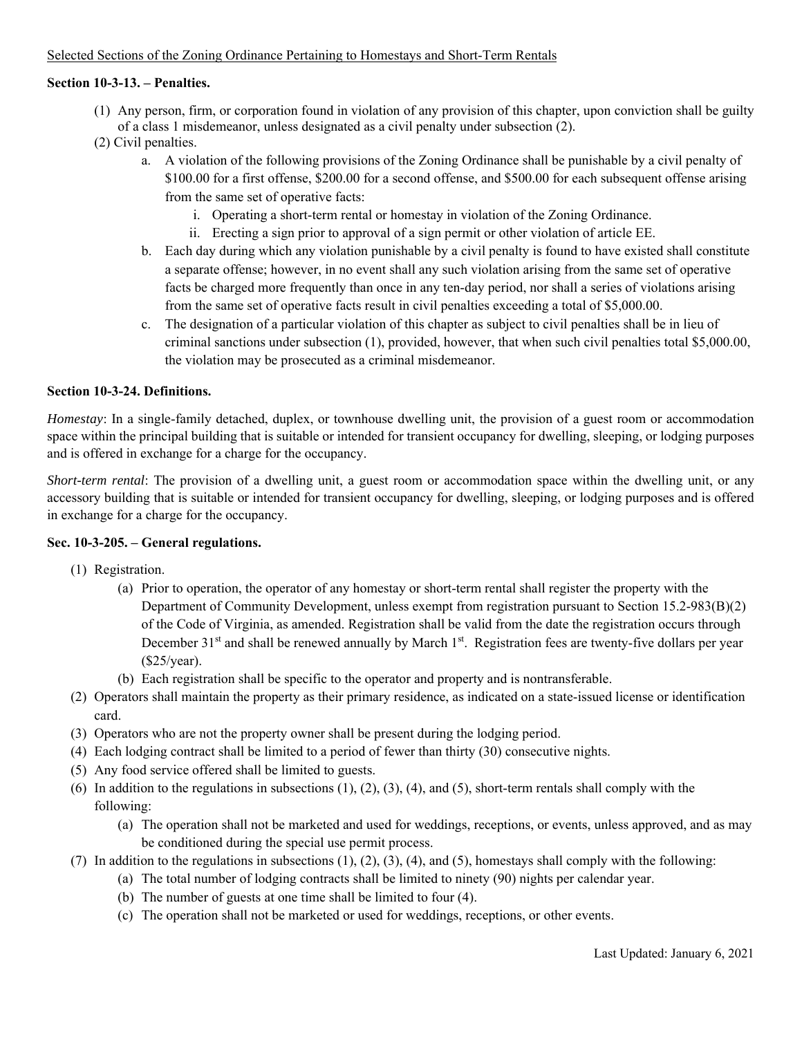Selected Sections of the Zoning Ordinance Pertaining to Homestays and Short-Term Rentals

**Section 10-3-13. – Penalties.**

(1) Any person, firm, or corporation found in violation of any provision of this chapter, upon conviction shall be guilty of a class 1 misdemeanor, unless designated as a civil penalty under subsection (2).

(2) Civil penalties.

a. A violation of the following provisions of the Zoning Ordinance shall be punishable by a civil penalty of \$100.00 for a first offense, \$200.00 for a second offense, and \$500.00 for each subsequent offense arising from the same set of operative facts:

i. Operating a short-term rental or homestay in violation of the Zoning Ordinance.

ii. Erecting a sign prior to approval of a sign permit or other violation of article EE.

b. Each day during which any violation punishable by a civil penalty is found to have existed shall constitute a separate offense; however, in no event shall any such violation arising from the same set of operative facts be charged more frequently than once in any ten-day period, nor shall a series of violations arising from the same set of operative facts result in civil penalties exceeding a total of \$5,000.00.

c. The designation of a particular violation of this chapter as subject to civil penalties shall be in lieu of criminal sanctions under subsection (1), provided, however, that when such civil penalties total \$5,000.00, the violation may be prosecuted as a criminal misdemeanor.

**Section 10-3-24. Definitions.**

*Homestay*: In a single-family detached, duplex, or townhouse dwelling unit, the provision of a guest room or accommodation space within the principal building that is suitable or intended for transient occupancy for dwelling, sleeping, or lodging purposes and is offered in exchange for a charge for the occupancy.

*Short-term rental*: The provision of a dwelling unit, a guest room or accommodation space within the dwelling unit, or any accessory building that is suitable or intended for transient occupancy for dwelling, sleeping, or lodging purposes and is offered in exchange for a charge for the occupancy.

**Sec. 10-3-205. – General regulations.**

(1) Registration.

(a) Prior to operation, the operator of any homestay or short-term rental shall register the property with the Department of Community Development, unless exempt from registration pursuant to Section 15.2-983(B)(2) of the Code of Virginia, as amended. Registration shall be valid from the date the registration occurs through December 31st and shall be renewed annually by March 1st. Registration fees are twenty-five dollars per year (\$25/year).

(b) Each registration shall be specific to the operator and property and is nontransferable.

(2) Operators shall maintain the property as their primary residence, as indicated on a state-issued license or identification card.

(3) Operators who are not the property owner shall be present during the lodging period.

(4) Each lodging contract shall be limited to a period of fewer than thirty (30) consecutive nights.

(5) Any food service offered shall be limited to guests.

(6) In addition to the regulations in subsections (1), (2), (3), (4), and (5), short-term rentals shall comply with the following:

(a) The operation shall not be marketed and used for weddings, receptions, or events, unless approved, and as may be conditioned during the special use permit process.

(7) In addition to the regulations in subsections (1), (2), (3), (4), and (5), homestays shall comply with the following:

(a) The total number of lodging contracts shall be limited to ninety (90) nights per calendar year.

(b) The number of guests at one time shall be limited to four (4).

(c) The operation shall not be marketed or used for weddings, receptions, or other events.

Last Updated: January 6, 2021